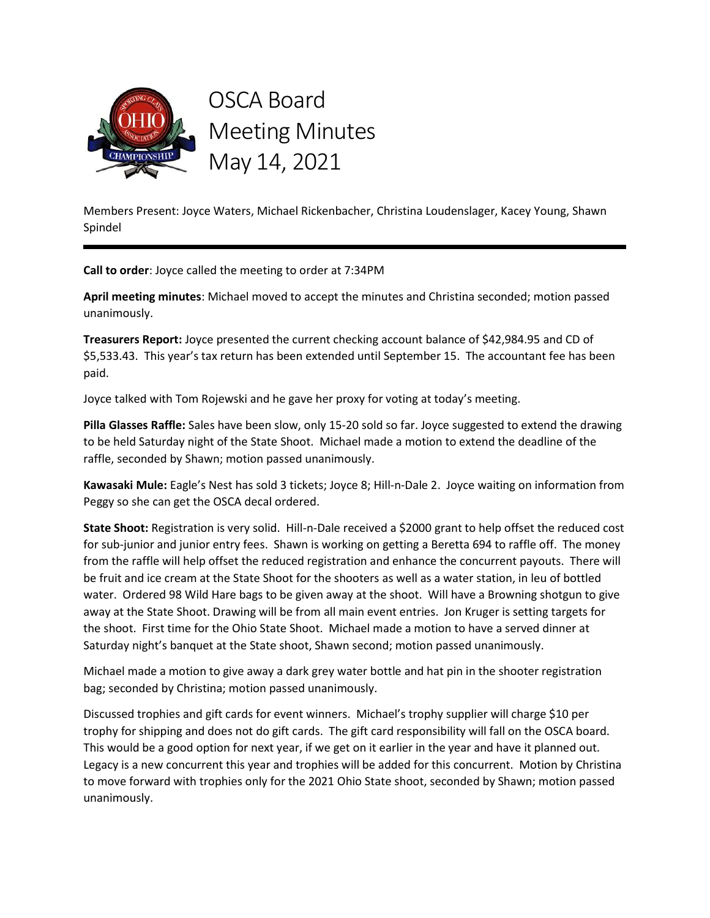# OSCA Board Meeting Minutes May 14, 2021

Members Present: Joyce Waters, Michael Rickenbacher, Christina Loudenslager, Kacey Young, Shawn Spindel

---

**Call to order**: Joyce called the meeting to order at 7:34PM

**April meeting minutes**: Michael moved to accept the minutes and Christina seconded; motion passed unanimously.

**Treasurers Report:** Joyce presented the current checking account balance of $42,984.95 and CD of $5,533.43. This year's tax return has been extended until September 15. The accountant fee has been paid.

Joyce talked with Tom Rojewski and he gave her proxy for voting at today's meeting.

**Pilla Glasses Raffle:** Sales have been slow, only 15-20 sold so far. Joyce suggested to extend the drawing to be held Saturday night of the State Shoot. Michael made a motion to extend the deadline of the raffle, seconded by Shawn; motion passed unanimously.

**Kawasaki Mule:** Eagle's Nest has sold 3 tickets; Joyce 8; Hill-n-Dale 2. Joyce waiting on information from Peggy so she can get the OSCA decal ordered.

**State Shoot:** Registration is very solid. Hill-n-Dale received a $2000 grant to help offset the reduced cost for sub-junior and junior entry fees. Shawn is working on getting a Beretta 694 to raffle off. The money from the raffle will help offset the reduced registration and enhance the concurrent payouts. There will be fruit and ice cream at the State Shoot for the shooters as well as a water station, in leu of bottled water. Ordered 98 Wild Hare bags to be given away at the shoot. Will have a Browning shotgun to give away at the State Shoot. Drawing will be from all main event entries. Jon Kruger is setting targets for the shoot. First time for the Ohio State Shoot. Michael made a motion to have a served dinner at Saturday night's banquet at the State shoot, Shawn second; motion passed unanimously.

Michael made a motion to give away a dark grey water bottle and hat pin in the shooter registration bag; seconded by Christina; motion passed unanimously.

Discussed trophies and gift cards for event winners. Michael's trophy supplier will charge $10 per trophy for shipping and does not do gift cards. The gift card responsibility will fall on the OSCA board. This would be a good option for next year, if we get on it earlier in the year and have it planned out. Legacy is a new concurrent this year and trophies will be added for this concurrent. Motion by Christina to move forward with trophies only for the 2021 Ohio State shoot, seconded by Shawn; motion passed unanimously.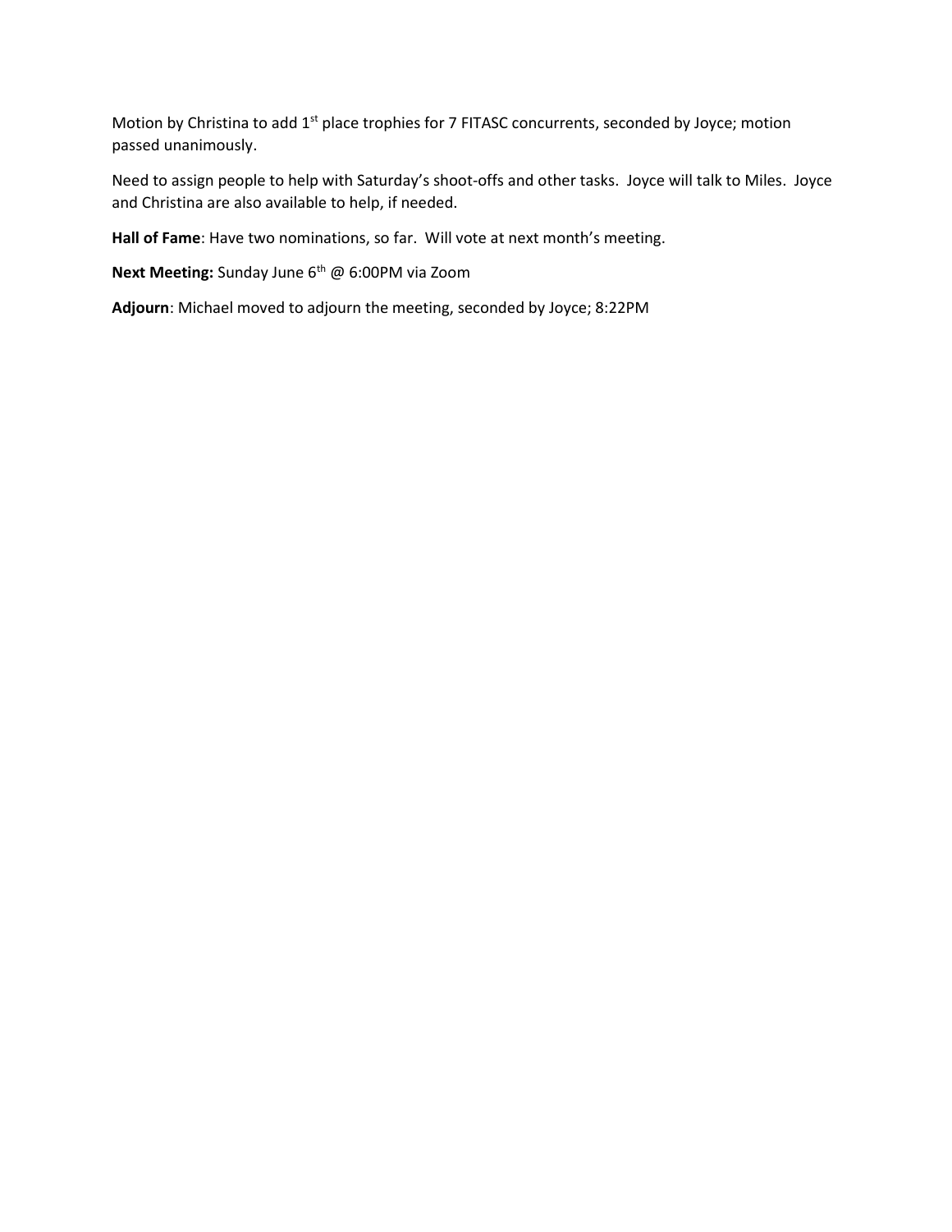Motion by Christina to add 1st place trophies for 7 FITASC concurrents, seconded by Joyce; motion passed unanimously.

Need to assign people to help with Saturday's shoot-offs and other tasks. Joyce will talk to Miles. Joyce and Christina are also available to help, if needed.

**Hall of Fame**: Have two nominations, so far. Will vote at next month's meeting.

**Next Meeting:** Sunday June 6th @ 6:00PM via Zoom

**Adjourn**: Michael moved to adjourn the meeting, seconded by Joyce; 8:22PM